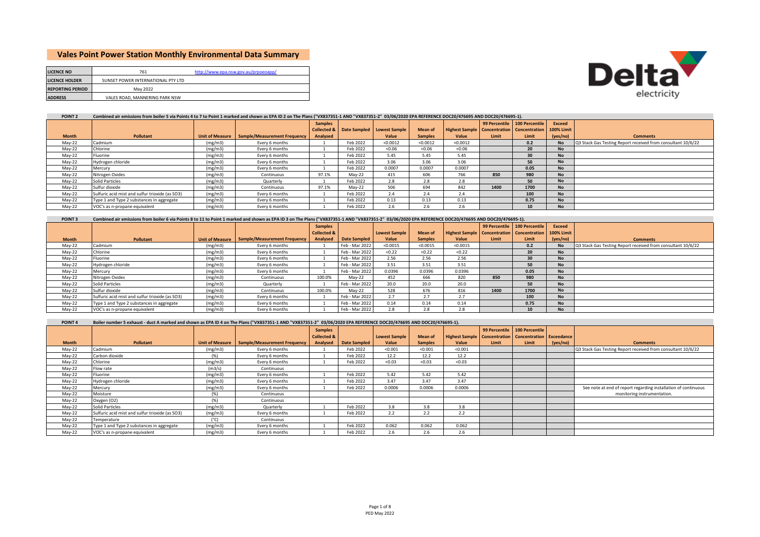# Vales Point Power Station Monthly Environmental Data Summary

| | | |
|---|---|---|
| **LICENCE NO** | 761 | http://www.epa.nsw.gov.au/prpoeoapp/ |
| **LICENCE HOLDER** | SUNSET POWER INTERNATIONAL PTY LTD | |
| **REPORTING PERIOD** | May 2022 | |
| **ADDRESS** | VALES ROAD, MANNERING PARK NSW | |

**POINT 2** Combined air emissions from boiler 5 via Points 4 to 7 to Point 1 marked and shown as EPA ID 2 on The Plans ("VX837351-1 AND "VX837351-2" 03/06/2020 EPA REFERENCE DOC20/476695 AND DOC20/476695-1).

| Month | Pollutant | Unit of Measure | Sample/Measurement Frequency | Samples Collected & Analysed | Date Sampled | Lowest Sample Value | Mean of Samples | Highest Sample Value | 99 Percentile Concentration Limit | 100 Percentile Concentration Limit | Exceed 100% Limit (yes/no) | Comments |
|---|---|---|---|---|---|---|---|---|---|---|---|---|
| May-22 | Cadmium | (mg/m3) | Every 6 months | 1 | Feb 2022 | <0.0012 | <0.0012 | <0.0012 | | 0.2 | No | Q3 Stack Gas Testing Report received from consultant 10/6/22 |
| May-22 | Chlorine | (mg/m3) | Every 6 months | 1 | Feb 2022 | <0.06 | <0.06 | <0.06 | | 20 | No | |
| May-22 | Fluorine | (mg/m3) | Every 6 months | 1 | Feb 2022 | 5.45 | 5.45 | 5.45 | | 30 | No | |
| May-22 | Hydrogen chloride | (mg/m3) | Every 6 months | 1 | Feb 2022 | 3.06 | 3.06 | 3.06 | | 50 | No | |
| May-22 | Mercury | (mg/m3) | Every 6 months | 1 | Feb 2022 | 0.0007 | 0.0007 | 0.0007 | | 0.05 | No | |
| May-22 | Nitrogen Oxides | (mg/m3) | Continuous | 97.1% | May-22 | 415 | 606 | 766 | 850 | 980 | No | |
| May-22 | Solid Particles | (mg/m3) | Quarterly | 1 | Feb 2022 | 2.8 | 2.8 | 2.8 | | 50 | No | |
| May-22 | Sulfur dioxide | (mg/m3) | Continuous | 97.1% | May-22 | 506 | 694 | 842 | 1400 | 1700 | No | |
| May-22 | Sulfuric acid mist and sulfur trioxide (as SO3) | (mg/m3) | Every 6 months | 1 | Feb 2022 | 2.4 | 2.4 | 2.4 | | 100 | No | |
| May-22 | Type 1 and Type 2 substances in aggregate | (mg/m3) | Every 6 months | 1 | Feb 2022 | 0.13 | 0.13 | 0.13 | | 0.75 | No | |
| May-22 | VOC's as n-propane equivalent | (mg/m3) | Every 6 months | 1 | Feb 2022 | 2.6 | 2.6 | 2.6 | | 10 | No | |

**POINT 3** Combined air emissions from boiler 6 via Points 8 to 11 to Point 1 marked and shown as EPA ID 3 on The Plans ("VX837351-1 AND "VX837351-2" 03/06/2020 EPA REFERENCE DOC20/476695 AND DOC20/476695-1).

| Month | Pollutant | Unit of Measure | Sample/Measurement Frequency | Samples Collected & Analysed | Date Sampled | Lowest Sample Value | Mean of Samples | Highest Sample Value | 99 Percentile Concentration Limit | 100 Percentile Concentration Limit | Exceed 100% Limit (yes/no) | Comments |
|---|---|---|---|---|---|---|---|---|---|---|---|---|
| May-22 | Cadmium | (mg/m3) | Every 6 months | 1 | Feb - Mar 2022 | <0.0015 | <0.0015 | <0.0015 | | 0.2 | No | Q3 Stack Gas Testing Report received from consultant 10/6/22 |
| May-22 | Chlorine | (mg/m3) | Every 6 months | 1 | Feb - Mar 2022 | <0.22 | <0.22 | <0.22 | | 20 | No | |
| May-22 | Fluorine | (mg/m3) | Every 6 months | 1 | Feb - Mar 2022 | 2.56 | 2.56 | 2.56 | | 30 | No | |
| May-22 | Hydrogen chloride | (mg/m3) | Every 6 months | 1 | Feb - Mar 2022 | 3.51 | 3.51 | 3.51 | | 50 | No | |
| May-22 | Mercury | (mg/m3) | Every 6 months | 1 | Feb - Mar 2022 | 0.0396 | 0.0396 | 0.0396 | | 0.05 | No | |
| May-22 | Nitrogen Oxides | (mg/m3) | Continuous | 100.0% | May-22 | 452 | 666 | 820 | 850 | 980 | No | |
| May-22 | Solid Particles | (mg/m3) | Quarterly | 1 | Feb - Mar 2022 | 20.0 | 20.0 | 20.0 | | 50 | No | |
| May-22 | Sulfur dioxide | (mg/m3) | Continuous | 100.0% | May-22 | 528 | 676 | 816 | 1400 | 1700 | No | |
| May-22 | Sulfuric acid mist and sulfur trioxide (as SO3) | (mg/m3) | Every 6 months | 1 | Feb - Mar 2022 | 2.7 | 2.7 | 2.7 | | 100 | No | |
| May-22 | Type 1 and Type 2 substances in aggregate | (mg/m3) | Every 6 months | 1 | Feb - Mar 2022 | 0.14 | 0.14 | 0.14 | | 0.75 | No | |
| May-22 | VOC's as n-propane equivalent | (mg/m3) | Every 6 months | 1 | Feb - Mar 2022 | 2.8 | 2.8 | 2.8 | | 10 | No | |

**POINT 4** Boiler number 5 exhaust - duct A marked and shown as EPA ID 4 on The Plans ("VX837351-1 AND "VX837351-2" 03/06/2020 EPA REFERENCE DOC20/476695 AND DOC20/476695-1).

| Month | Pollutant | Unit of Measure | Sample/Measurement Frequency | Samples Collected & Analysed | Date Sampled | Lowest Sample Value | Mean of Samples | Highest Sample Value | 99 Percentile Concentration Limit | 100 Percentile Concentration Limit | Exceedance (yes/no) | Comments |
|---|---|---|---|---|---|---|---|---|---|---|---|---|
| May-22 | Cadmium | (mg/m3) | Every 6 months | 1 | Feb 2022 | <0.001 | <0.001 | <0.001 | | | | Q3 Stack Gas Testing Report received from consultant 10/6/22 |
| May-22 | Carbon dioxide | (%) | Every 6 months | 1 | Feb 2022 | 12.2 | 12.2 | 12.2 | | | | |
| May-22 | Chlorine | (mg/m3) | Every 6 months | 1 | Feb 2022 | <0.03 | <0.03 | <0.03 | | | | |
| May-22 | Flow rate | (m3/s) | Continuous | | | | | | | | | |
| May-22 | Fluorine | (mg/m3) | Every 6 months | 1 | Feb 2022 | 5.42 | 5.42 | 5.42 | | | | |
| May-22 | Hydrogen chloride | (mg/m3) | Every 6 months | 1 | Feb 2022 | 3.47 | 3.47 | 3.47 | | | | |
| May-22 | Mercury | (mg/m3) | Every 6 months | 1 | Feb 2022 | 0.0006 | 0.0006 | 0.0006 | | | | See note at end of report regarding installation of continuous monitoring instrumentation. |
| May-22 | Moisture | (%) | Continuous | | | | | | | | | |
| May-22 | Oxygen (O2) | (%) | Continuous | | | | | | | | | |
| May-22 | Solid Particles | (mg/m3) | Quarterly | 1 | Feb 2022 | 3.8 | 3.8 | 3.8 | | | | |
| May-22 | Sulfuric acid mist and sulfur trioxide (as SO3) | (mg/m3) | Every 6 months | 1 | Feb 2022 | 2.2 | 2.2 | 2.2 | | | | |
| May-22 | Temperature | (°C) | Continuous | | | | | | | | | |
| May-22 | Type 1 and Type 2 substances in aggregate | (mg/m3) | Every 6 months | 1 | Feb 2022 | 0.062 | 0.062 | 0.062 | | | | |
| May-22 | VOC's as n-propane equivalent | (mg/m3) | Every 6 months | 1 | Feb 2022 | 2.6 | 2.6 | 2.6 | | | | |

PED May 2022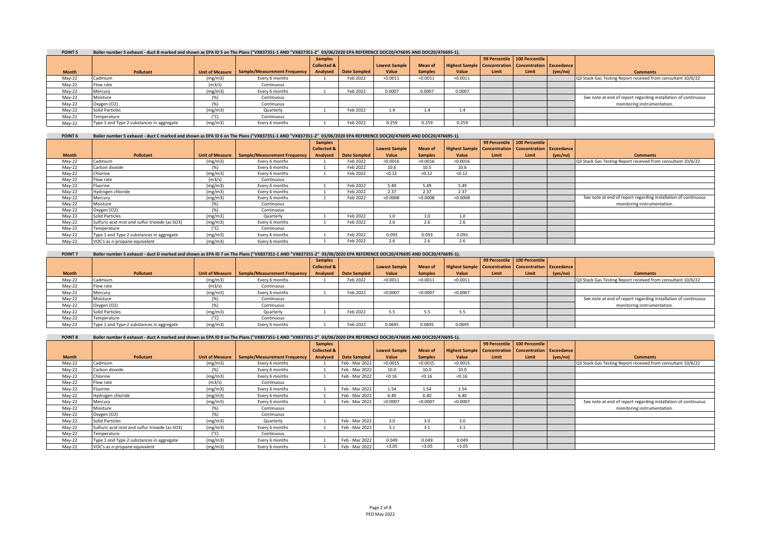**POINT 5** Boiler number 5 exhaust - duct B marked and shown as EPA ID 5 on The Plans ("VX837351-1 AND "VX837351-2" 03/06/2020 EPA REFERENCE DOC20/476695 AND DOC20/476695-1).

| Month | Pollutant | Unit of Measure | Sample/Measurement Frequency | Samples Collected & Analysed | Date Sampled | Lowest Sample Value | Mean of Samples | Highest Sample Value | 99 Percentile Concentration Limit | 100 Percentile Concentration Limit | Exceedance (yes/no) | Comments |
|---|---|---|---|---|---|---|---|---|---|---|---|---|
| May-22 | Cadmium | (mg/m3) | Every 6 months | 1 | Feb 2022 | <0.0011 | <0.0011 | <0.0011 | | | | Q3 Stack Gas Testing Report received from consultant 10/6/22 |
| May-22 | Flow rate | (m3/s) | Continuous | | | | | | | | | |
| May-22 | Mercury | (mg/m3) | Every 6 months | 1 | Feb 2022 | 0.0007 | 0.0007 | 0.0007 | | | | |
| May-22 | Moisture | (%) | Continuous | | | | | | | | | See note at end of report regarding installation of continuous monitoring instrumentation. |
| May-22 | Oxygen (O2) | (%) | Continuous | | | | | | | | | |
| May-22 | Solid Particles | (mg/m3) | Quarterly | 1 | Feb 2022 | 1.4 | 1.4 | 1.4 | | | | |
| May-22 | Temperature | (°C) | Continuous | | | | | | | | | |
| May-22 | Type 1 and Type 2 substances in aggregate | (mg/m3) | Every 6 months | 1 | Feb 2022 | 0.259 | 0.259 | 0.259 | | | | |

**POINT 6** Boiler number 5 exhaust - duct C marked and shown as EPA ID 6 on The Plans ("VX837351-1 AND "VX837351-2" 03/06/2020 EPA REFERENCE DOC20/476695 AND DOC20/476695-1).

| Month | Pollutant | Unit of Measure | Sample/Measurement Frequency | Samples Collected & Analysed | Date Sampled | Lowest Sample Value | Mean of Samples | Highest Sample Value | 99 Percentile Concentration Limit | 100 Percentile Concentration Limit | Exceedance (yes/no) | Comments |
|---|---|---|---|---|---|---|---|---|---|---|---|---|
| May-22 | Cadmium | (mg/m3) | Every 6 months | 1 | Feb 2022 | <0.0016 | <0.0016 | <0.0016 | | | | Q3 Stack Gas Testing Report received from consultant 10/6/22 |
| May-22 | Carbon dioxide | (%) | Every 6 months | 1 | Feb 2022 | 10.6 | 10.5 | 10.6 | | | | |
| May-22 | Chlorine | (mg/m3) | Every 6 months | 1 | Feb 2022 | <0.12 | <0.12 | <0.12 | | | | |
| May-22 | Flow rate | (m3/s) | Continuous | | | | | | | | | |
| May-22 | Fluorine | (mg/m3) | Every 6 months | 1 | Feb 2022 | 5.49 | 5.49 | 5.49 | | | | |
| May-22 | Hydrogen chloride | (mg/m3) | Every 6 months | 1 | Feb 2022 | 2.37 | 2.37 | 2.37 | | | | |
| May-22 | Mercury | (mg/m3) | Every 6 months | 1 | Feb 2022 | <0.0008 | <0.0008 | <0.0008 | | | | See note at end of report regarding installation of continuous monitoring instrumentation. |
| May-22 | Moisture | (%) | Continuous | | | | | | | | | |
| May-22 | Oxygen (O2) | (%) | Continuous | | | | | | | | | |
| May-22 | Solid Particles | (mg/m3) | Quarterly | 1 | Feb 2022 | 1.0 | 1.0 | 1.0 | | | | |
| May-22 | Sulfuric acid mist and sulfur trioxide (as SO3) | (mg/m3) | Every 6 months | 1 | Feb 2022 | 2.6 | 2.6 | 2.6 | | | | |
| May-22 | Temperature | (°C) | Continuous | | | | | | | | | |
| May-22 | Type 1 and Type 2 substances in aggregate | (mg/m3) | Every 6 months | 1 | Feb 2022 | 0.093 | 0.093 | 0.093 | | | | |
| May-22 | VOC's as n-propane equivalent | (mg/m3) | Every 6 months | 1 | Feb 2022 | 2.6 | 2.6 | 2.6 | | | | |

**POINT 7** Boiler number 5 exhaust - duct D marked and shown as EPA ID 7 on The Plans ("VX837351-1 AND "VX837351-2" 03/06/2020 EPA REFERENCE DOC20/476695 AND DOC20/476695-1).

| Month | Pollutant | Unit of Measure | Sample/Measurement Frequency | Samples Collected & Analysed | Date Sampled | Lowest Sample Value | Mean of Samples | Highest Sample Value | 99 Percentile Concentration Limit | 100 Percentile Concentration Limit | Exceedance (yes/no) | Comments |
|---|---|---|---|---|---|---|---|---|---|---|---|---|
| May-22 | Cadmium | (mg/m3) | Every 6 months | 1 | Feb 2022 | <0.0011 | <0.0011 | <0.0011 | | | | Q3 Stack Gas Testing Report received from consultant 10/6/22 |
| May-22 | Flow rate | (m3/s) | Continuous | | | | | | | | | |
| May-22 | Mercury | (mg/m3) | Every 6 months | 1 | Feb 2022 | <0.0007 | <0.0007 | <0.0007 | | | | |
| May-22 | Moisture | (%) | Continuous | | | | | | | | | See note at end of report regarding installation of continuous monitoring instrumentation. |
| May-22 | Oxygen (O2) | (%) | Continuous | | | | | | | | | |
| May-22 | Solid Particles | (mg/m3) | Quarterly | 1 | Feb 2022 | 5.5 | 5.5 | 5.5 | | | | |
| May-22 | Temperature | (°C) | Continuous | | | | | | | | | |
| May-22 | Type 1 and Type 2 substances in aggregate | (mg/m3) | Every 6 months | 1 | Feb 2022 | 0.0695 | 0.0695 | 0.0695 | | | | |

**POINT 8** Boiler number 6 exhaust - duct A marked and shown as EPA ID 8 on The Plans ("VX837351-1 AND "VX837351-2" 03/06/2020 EPA REFERENCE DOC20/476695 AND DOC20/476695-1).

| Month | Pollutant | Unit of Measure | Sample/Measurement Frequency | Samples Collected & Analysed | Date Sampled | Lowest Sample Value | Mean of Samples | Highest Sample Value | 99 Percentile Concentration Limit | 100 Percentile Concentration Limit | Exceedance (yes/no) | Comments |
|---|---|---|---|---|---|---|---|---|---|---|---|---|
| May-22 | Cadmium | (mg/m3) | Every 6 months | 1 | Feb - Mar 2022 | <0.0015 | <0.0015 | <0.0015 | | | | Q3 Stack Gas Testing Report received from consultant 10/6/22 |
| May-22 | Carbon dioxide | (%) | Every 6 months | 1 | Feb - Mar 2022 | 10.0 | 10.0 | 10.0 | | | | |
| May-22 | Chlorine | (mg/m3) | Every 6 months | 1 | Feb - Mar 2022 | <0.16 | <0.16 | <0.16 | | | | |
| May-22 | Flow rate | (m3/s) | Continuous | | | | | | | | | |
| May-22 | Fluorine | (mg/m3) | Every 6 months | 1 | Feb - Mar 2022 | 1.54 | 1.54 | 1.54 | | | | |
| May-22 | Hydrogen chloride | (mg/m3) | Every 6 months | 1 | Feb - Mar 2022 | 6.40 | 6.40 | 6.40 | | | | |
| May-22 | Mercury | (mg/m3) | Every 6 months | 1 | Feb - Mar 2022 | <0.0007 | <0.0007 | <0.0007 | | | | See note at end of report regarding installation of continuous monitoring instrumentation. |
| May-22 | Moisture | (%) | Continuous | | | | | | | | | |
| May-22 | Oxygen (O2) | (%) | Continuous | | | | | | | | | |
| May-22 | Solid Particles | (mg/m3) | Quarterly | 1 | Feb - Mar 2022 | 3.0 | 3.0 | 3.0 | | | | |
| May-22 | Sulfuric acid mist and sulfur trioxide (as SO3) | (mg/m3) | Every 6 months | 1 | Feb - Mar 2022 | 3.1 | 3.1 | 3.1 | | | | |
| May-22 | Temperature | (°C) | Continuous | | | | | | | | | |
| May-22 | Type 1 and Type 2 substances in aggregate | (mg/m3) | Every 6 months | 1 | Feb - Mar 2022 | 0.049 | 0.049 | 0.049 | | | | |
| May-22 | VOC's as n-propane equivalent | (mg/m3) | Every 6 months | 1 | Feb - Mar 2022 | <3.05 | <3.05 | <3.05 | | | | |

PED May 2022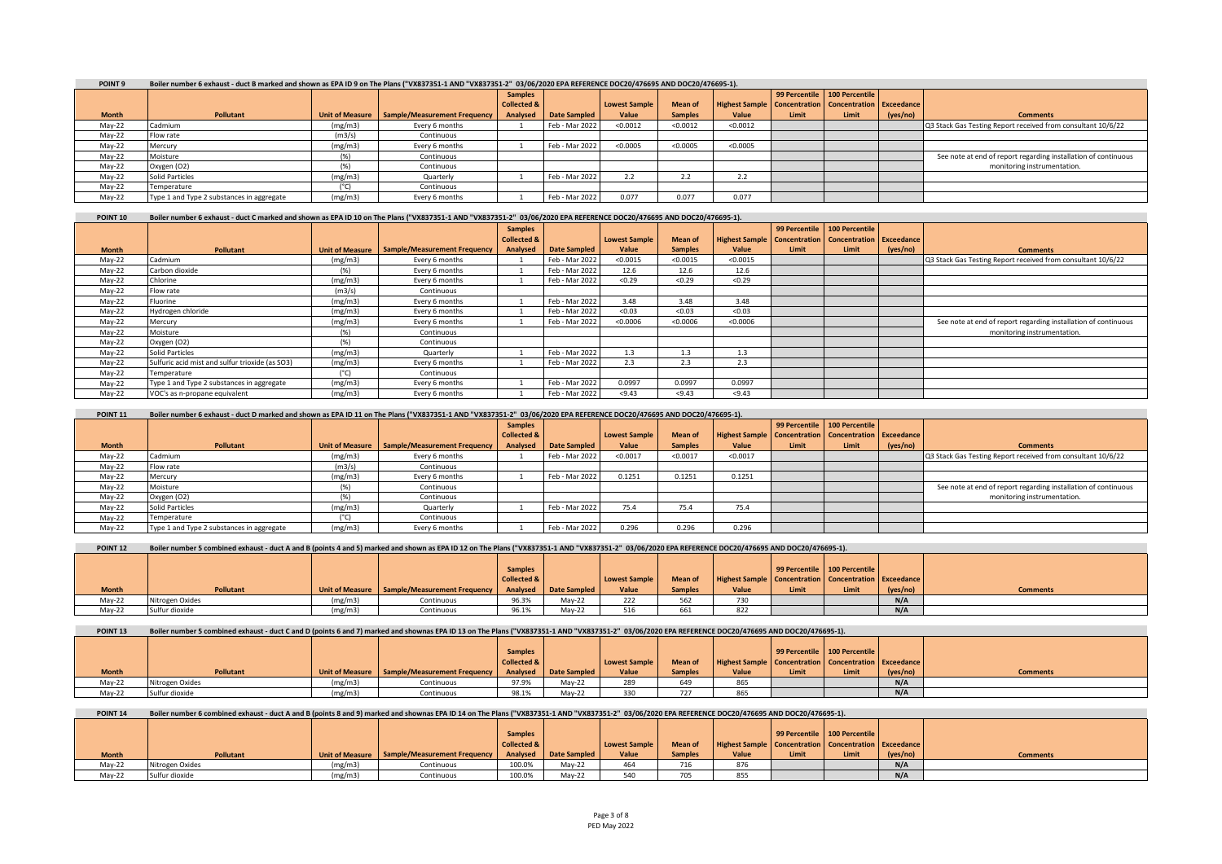**POINT 9** Boiler number 6 exhaust - duct B marked and shown as EPA ID 9 on The Plans ("VX837351-1 AND "VX837351-2" 03/06/2020 EPA REFERENCE DOC20/476695 AND DOC20/476695-1).

| Month | Pollutant | Unit of Measure | Sample/Measurement Frequency | Samples Collected & Analysed | Date Sampled | Lowest Sample Value | Mean of Samples | Highest Sample Value | 99 Percentile Concentration Limit | 100 Percentile Concentration Limit | Exceedance (yes/no) | Comments |
|---|---|---|---|---|---|---|---|---|---|---|---|---|
| May-22 | Cadmium | (mg/m3) | Every 6 months | 1 | Feb - Mar 2022 | <0.0012 | <0.0012 | <0.0012 | | | | Q3 Stack Gas Testing Report received from consultant 10/6/22 |
| May-22 | Flow rate | (m3/s) | Continuous | | | | | | | | | |
| May-22 | Mercury | (mg/m3) | Every 6 months | 1 | Feb - Mar 2022 | <0.0005 | <0.0005 | <0.0005 | | | | |
| May-22 | Moisture | (%) | Continuous | | | | | | | | | See note at end of report regarding installation of continuous monitoring instrumentation. |
| May-22 | Oxygen (O2) | (%) | Continuous | | | | | | | | | |
| May-22 | Solid Particles | (mg/m3) | Quarterly | 1 | Feb - Mar 2022 | 2.2 | 2.2 | 2.2 | | | | |
| May-22 | Temperature | (°C) | Continuous | | | | | | | | | |
| May-22 | Type 1 and Type 2 substances in aggregate | (mg/m3) | Every 6 months | 1 | Feb - Mar 2022 | 0.077 | 0.077 | 0.077 | | | | |

**POINT 10** Boiler number 6 exhaust - duct C marked and shown as EPA ID 10 on The Plans ("VX837351-1 AND "VX837351-2" 03/06/2020 EPA REFERENCE DOC20/476695 AND DOC20/476695-1).

| Month | Pollutant | Unit of Measure | Sample/Measurement Frequency | Samples Collected & Analysed | Date Sampled | Lowest Sample Value | Mean of Samples | Highest Sample Value | 99 Percentile Concentration Limit | 100 Percentile Concentration Limit | Exceedance (yes/no) | Comments |
|---|---|---|---|---|---|---|---|---|---|---|---|---|
| May-22 | Cadmium | (mg/m3) | Every 6 months | 1 | Feb - Mar 2022 | <0.0015 | <0.0015 | <0.0015 | | | | Q3 Stack Gas Testing Report received from consultant 10/6/22 |
| May-22 | Carbon dioxide | (%) | Every 6 months | 1 | Feb - Mar 2022 | 12.6 | 12.6 | 12.6 | | | | |
| May-22 | Chlorine | (mg/m3) | Every 6 months | 1 | Feb - Mar 2022 | <0.29 | <0.29 | <0.29 | | | | |
| May-22 | Flow rate | (m3/s) | Continuous | | | | | | | | | |
| May-22 | Fluorine | (mg/m3) | Every 6 months | 1 | Feb - Mar 2022 | 3.48 | 3.48 | 3.48 | | | | |
| May-22 | Hydrogen chloride | (mg/m3) | Every 6 months | 1 | Feb - Mar 2022 | <0.03 | <0.03 | <0.03 | | | | |
| May-22 | Mercury | (mg/m3) | Every 6 months | 1 | Feb - Mar 2022 | <0.0006 | <0.0006 | <0.0006 | | | | See note at end of report regarding installation of continuous monitoring instrumentation. |
| May-22 | Moisture | (%) | Continuous | | | | | | | | | |
| May-22 | Oxygen (O2) | (%) | Continuous | | | | | | | | | |
| May-22 | Solid Particles | (mg/m3) | Quarterly | 1 | Feb - Mar 2022 | 1.3 | 1.3 | 1.3 | | | | |
| May-22 | Sulfuric acid mist and sulfur trioxide (as SO3) | (mg/m3) | Every 6 months | 1 | Feb - Mar 2022 | 2.3 | 2.3 | 2.3 | | | | |
| May-22 | Temperature | (°C) | Continuous | | | | | | | | | |
| May-22 | Type 1 and Type 2 substances in aggregate | (mg/m3) | Every 6 months | 1 | Feb - Mar 2022 | 0.0997 | 0.0997 | 0.0997 | | | | |
| May-22 | VOC's as n-propane equivalent | (mg/m3) | Every 6 months | 1 | Feb - Mar 2022 | <9.43 | <9.43 | <9.43 | | | | |

**POINT 11** Boiler number 6 exhaust - duct D marked and shown as EPA ID 11 on The Plans ("VX837351-1 AND "VX837351-2" 03/06/2020 EPA REFERENCE DOC20/476695 AND DOC20/476695-1).

| Month | Pollutant | Unit of Measure | Sample/Measurement Frequency | Samples Collected & Analysed | Date Sampled | Lowest Sample Value | Mean of Samples | Highest Sample Value | 99 Percentile Concentration Limit | 100 Percentile Concentration Limit | Exceedance (yes/no) | Comments |
|---|---|---|---|---|---|---|---|---|---|---|---|---|
| May-22 | Cadmium | (mg/m3) | Every 6 months | 1 | Feb - Mar 2022 | <0.0017 | <0.0017 | <0.0017 | | | | Q3 Stack Gas Testing Report received from consultant 10/6/22 |
| May-22 | Flow rate | (m3/s) | Continuous | | | | | | | | | |
| May-22 | Mercury | (mg/m3) | Every 6 months | 1 | Feb - Mar 2022 | 0.1251 | 0.1251 | 0.1251 | | | | |
| May-22 | Moisture | (%) | Continuous | | | | | | | | | See note at end of report regarding installation of continuous monitoring instrumentation. |
| May-22 | Oxygen (O2) | (%) | Continuous | | | | | | | | | |
| May-22 | Solid Particles | (mg/m3) | Quarterly | 1 | Feb - Mar 2022 | 75.4 | 75.4 | 75.4 | | | | |
| May-22 | Temperature | (°C) | Continuous | | | | | | | | | |
| May-22 | Type 1 and Type 2 substances in aggregate | (mg/m3) | Every 6 months | 1 | Feb - Mar 2022 | 0.296 | 0.296 | 0.296 | | | | |

**POINT 12** Boiler number 5 combined exhaust - duct A and B (points 4 and 5) marked and shown as EPA ID 12 on The Plans ("VX837351-1 AND "VX837351-2" 03/06/2020 EPA REFERENCE DOC20/476695 AND DOC20/476695-1).

| Month | Pollutant | Unit of Measure | Sample/Measurement Frequency | Samples Collected & Analysed | Date Sampled | Lowest Sample Value | Mean of Samples | Highest Sample Value | 99 Percentile Concentration Limit | 100 Percentile Concentration Limit | Exceedance (yes/no) | Comments |
|---|---|---|---|---|---|---|---|---|---|---|---|---|
| May-22 | Nitrogen Oxides | (mg/m3) | Continuous | 96.3% | May-22 | 222 | 562 | 730 | | | N/A | |
| May-22 | Sulfur dioxide | (mg/m3) | Continuous | 96.1% | May-22 | 516 | 661 | 822 | | | N/A | |

**POINT 13** Boiler number 5 combined exhaust - duct C and D (points 6 and 7) marked and shownas EPA ID 13 on The Plans ("VX837351-1 AND "VX837351-2" 03/06/2020 EPA REFERENCE DOC20/476695 AND DOC20/476695-1).

| Month | Pollutant | Unit of Measure | Sample/Measurement Frequency | Samples Collected & Analysed | Date Sampled | Lowest Sample Value | Mean of Samples | Highest Sample Value | 99 Percentile Concentration Limit | 100 Percentile Concentration Limit | Exceedance (yes/no) | Comments |
|---|---|---|---|---|---|---|---|---|---|---|---|---|
| May-22 | Nitrogen Oxides | (mg/m3) | Continuous | 97.9% | May-22 | 289 | 649 | 865 | | | N/A | |
| May-22 | Sulfur dioxide | (mg/m3) | Continuous | 98.1% | May-22 | 330 | 727 | 865 | | | N/A | |

**POINT 14** Boiler number 6 combined exhaust - duct A and B (points 8 and 9) marked and shownas EPA ID 14 on The Plans ("VX837351-1 AND "VX837351-2" 03/06/2020 EPA REFERENCE DOC20/476695 AND DOC20/476695-1).

| Month | Pollutant | Unit of Measure | Sample/Measurement Frequency | Samples Collected & Analysed | Date Sampled | Lowest Sample Value | Mean of Samples | Highest Sample Value | 99 Percentile Concentration Limit | 100 Percentile Concentration Limit | Exceedance (yes/no) | Comments |
|---|---|---|---|---|---|---|---|---|---|---|---|---|
| May-22 | Nitrogen Oxides | (mg/m3) | Continuous | 100.0% | May-22 | 464 | 716 | 876 | | | N/A | |
| May-22 | Sulfur dioxide | (mg/m3) | Continuous | 100.0% | May-22 | 540 | 705 | 855 | | | N/A | |

PED May 2022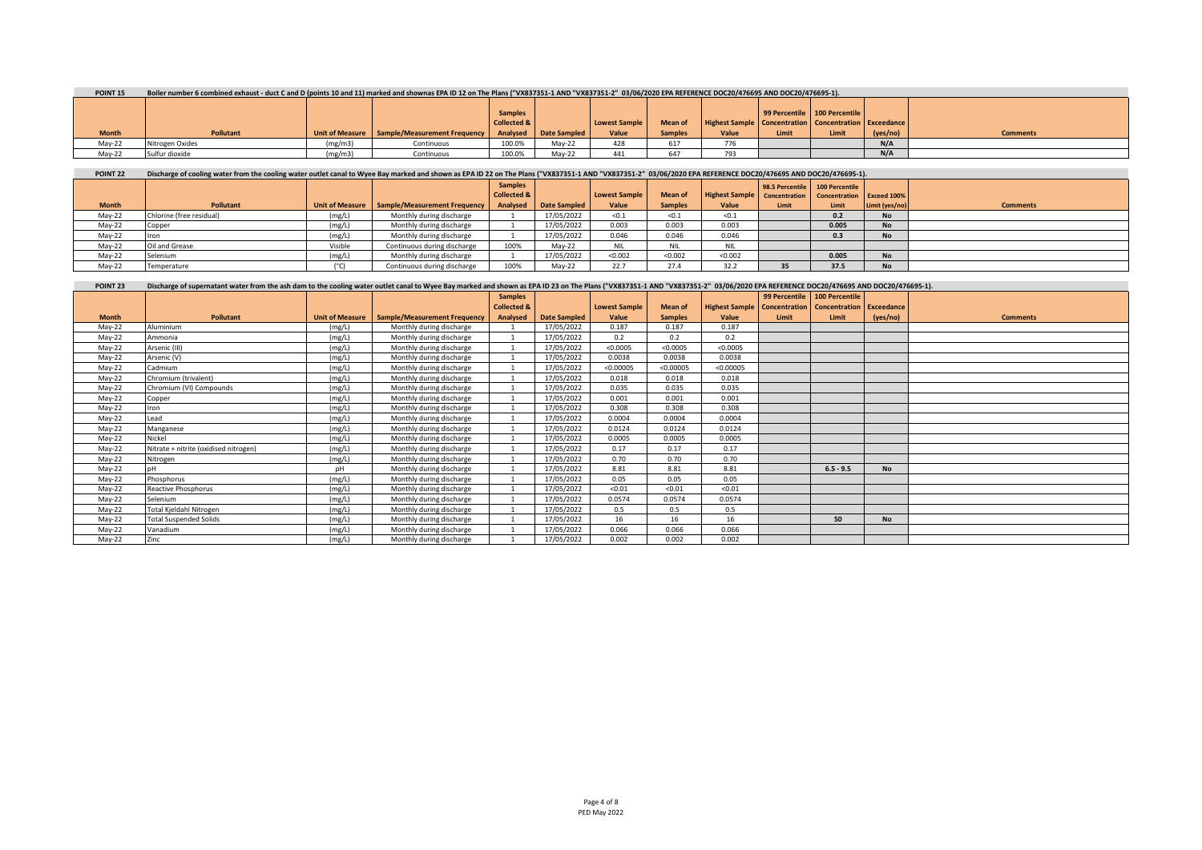**POINT 15** Boiler number 6 combined exhaust - duct C and D (points 10 and 11) marked and shownas EPA ID 12 on The Plans ("VX837351-1 AND "VX837351-2" 03/06/2020 EPA REFERENCE DOC20/476695 AND DOC20/476695-1).

| Month | Pollutant | Unit of Measure | Sample/Measurement Frequency | Samples Collected & Analysed | Date Sampled | Lowest Sample Value | Mean of Samples | Highest Sample Value | 99 Percentile Concentration Limit | 100 Percentile Concentration Limit | Exceedance (yes/no) | Comments |
|---|---|---|---|---|---|---|---|---|---|---|---|---|
| May-22 | Nitrogen Oxides | (mg/m3) | Continuous | 100.0% | May-22 | 428 | 617 | 776 | | | N/A | |
| May-22 | Sulfur dioxide | (mg/m3) | Continuous | 100.0% | May-22 | 441 | 647 | 793 | | | N/A | |

**POINT 22** Discharge of cooling water from the cooling water outlet canal to Wyee Bay marked and shown as EPA ID 22 on The Plans ("VX837351-1 AND "VX837351-2" 03/06/2020 EPA REFERENCE DOC20/476695 AND DOC20/476695-1).

| Month | Pollutant | Unit of Measure | Sample/Measurement Frequency | Samples Collected & Analysed | Date Sampled | Lowest Sample Value | Mean of Samples | Highest Sample Value | 98.5 Percentile Concentration Limit | 100 Percentile Concentration Limit | Exceed 100% Limit (yes/no) | Comments |
|---|---|---|---|---|---|---|---|---|---|---|---|---|
| May-22 | Chlorine (free residual) | (mg/L) | Monthly during discharge | 1 | 17/05/2022 | <0.1 | <0.1 | <0.1 | | 0.2 | No | |
| May-22 | Copper | (mg/L) | Monthly during discharge | 1 | 17/05/2022 | 0.003 | 0.003 | 0.003 | | 0.005 | No | |
| May-22 | Iron | (mg/L) | Monthly during discharge | 1 | 17/05/2022 | 0.046 | 0.046 | 0.046 | | 0.3 | No | |
| May-22 | Oil and Grease | Visible | Continuous during discharge | 100% | May-22 | NIL | NIL | NIL | | | | |
| May-22 | Selenium | (mg/L) | Monthly during discharge | 1 | 17/05/2022 | <0.002 | <0.002 | <0.002 | | 0.005 | No | |
| May-22 | Temperature | (°C) | Continuous during discharge | 100% | May-22 | 22.7 | 27.4 | 32.2 | 35 | 37.5 | No | |

**POINT 23** Discharge of supernatant water from the ash dam to the cooling water outlet canal to Wyee Bay marked and shown as EPA ID 23 on The Plans ("VX837351-1 AND "VX837351-2" 03/06/2020 EPA REFERENCE DOC20/476695 AND DOC20/476695-1).

| Month | Pollutant | Unit of Measure | Sample/Measurement Frequency | Samples Collected & Analysed | Date Sampled | Lowest Sample Value | Mean of Samples | Highest Sample Value | 99 Percentile Concentration Limit | 100 Percentile Concentration Limit | Exceedance (yes/no) | Comments |
|---|---|---|---|---|---|---|---|---|---|---|---|---|
| May-22 | Aluminium | (mg/L) | Monthly during discharge | 1 | 17/05/2022 | 0.187 | 0.187 | 0.187 | | | | |
| May-22 | Ammonia | (mg/L) | Monthly during discharge | 1 | 17/05/2022 | 0.2 | 0.2 | 0.2 | | | | |
| May-22 | Arsenic (III) | (mg/L) | Monthly during discharge | 1 | 17/05/2022 | <0.0005 | <0.0005 | <0.0005 | | | | |
| May-22 | Arsenic (V) | (mg/L) | Monthly during discharge | 1 | 17/05/2022 | 0.0038 | 0.0038 | 0.0038 | | | | |
| May-22 | Cadmium | (mg/L) | Monthly during discharge | 1 | 17/05/2022 | <0.00005 | <0.00005 | <0.00005 | | | | |
| May-22 | Chromium (trivalent) | (mg/L) | Monthly during discharge | 1 | 17/05/2022 | 0.018 | 0.018 | 0.018 | | | | |
| May-22 | Chromium (VI) Compounds | (mg/L) | Monthly during discharge | 1 | 17/05/2022 | 0.035 | 0.035 | 0.035 | | | | |
| May-22 | Copper | (mg/L) | Monthly during discharge | 1 | 17/05/2022 | 0.001 | 0.001 | 0.001 | | | | |
| May-22 | Iron | (mg/L) | Monthly during discharge | 1 | 17/05/2022 | 0.308 | 0.308 | 0.308 | | | | |
| May-22 | Lead | (mg/L) | Monthly during discharge | 1 | 17/05/2022 | 0.0004 | 0.0004 | 0.0004 | | | | |
| May-22 | Manganese | (mg/L) | Monthly during discharge | 1 | 17/05/2022 | 0.0124 | 0.0124 | 0.0124 | | | | |
| May-22 | Nickel | (mg/L) | Monthly during discharge | 1 | 17/05/2022 | 0.0005 | 0.0005 | 0.0005 | | | | |
| May-22 | Nitrate + nitrite (oxidised nitrogen) | (mg/L) | Monthly during discharge | 1 | 17/05/2022 | 0.17 | 0.17 | 0.17 | | | | |
| May-22 | Nitrogen | (mg/L) | Monthly during discharge | 1 | 17/05/2022 | 0.70 | 0.70 | 0.70 | | | | |
| May-22 | pH | pH | Monthly during discharge | 1 | 17/05/2022 | 8.81 | 8.81 | 8.81 | | 6.5 - 9.5 | No | |
| May-22 | Phosphorus | (mg/L) | Monthly during discharge | 1 | 17/05/2022 | 0.05 | 0.05 | 0.05 | | | | |
| May-22 | Reactive Phosphorus | (mg/L) | Monthly during discharge | 1 | 17/05/2022 | <0.01 | <0.01 | <0.01 | | | | |
| May-22 | Selenium | (mg/L) | Monthly during discharge | 1 | 17/05/2022 | 0.0574 | 0.0574 | 0.0574 | | | | |
| May-22 | Total Kjeldahl Nitrogen | (mg/L) | Monthly during discharge | 1 | 17/05/2022 | 0.5 | 0.5 | 0.5 | | | | |
| May-22 | Total Suspended Solids | (mg/L) | Monthly during discharge | 1 | 17/05/2022 | 16 | 16 | 16 | | 50 | No | |
| May-22 | Vanadium | (mg/L) | Monthly during discharge | 1 | 17/05/2022 | 0.066 | 0.066 | 0.066 | | | | |
| May-22 | Zinc | (mg/L) | Monthly during discharge | 1 | 17/05/2022 | 0.002 | 0.002 | 0.002 | | | | |

PED May 2022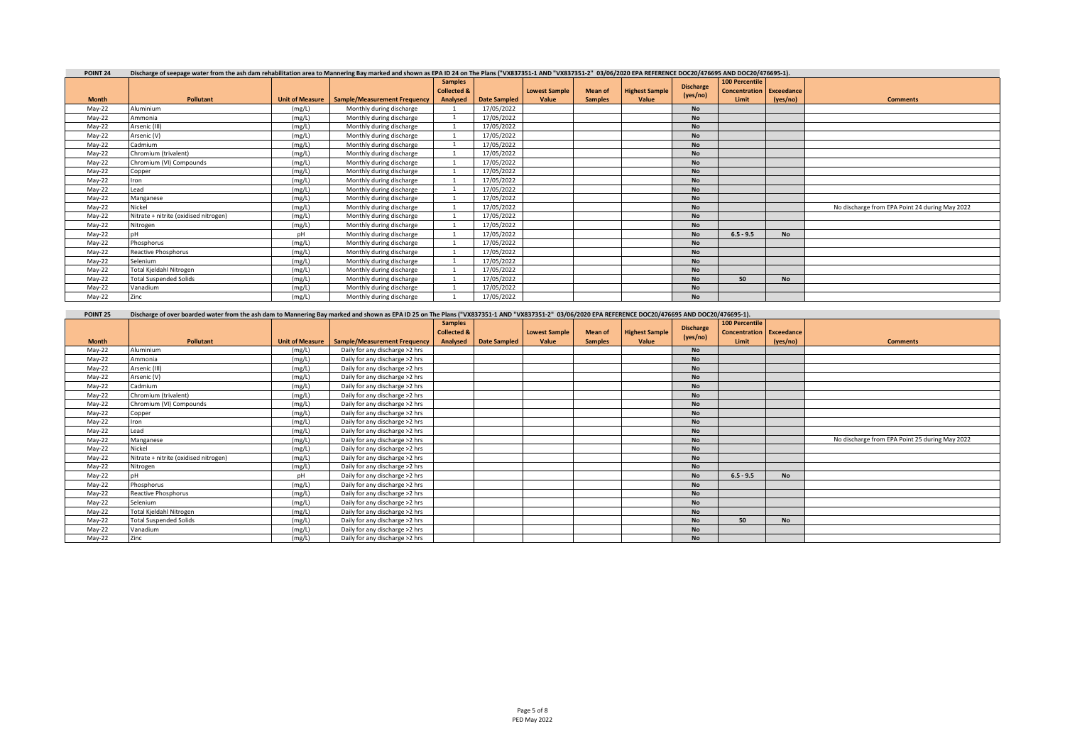**POINT 24** Discharge of seepage water from the ash dam rehabilitation area to Mannering Bay marked and shown as EPA ID 24 on The Plans ("VX837351-1 AND "VX837351-2" 03/06/2020 EPA REFERENCE DOC20/476695 AND DOC20/476695-1).

| Month | Pollutant | Unit of Measure | Sample/Measurement Frequency | Samples Collected & Analysed | Date Sampled | Lowest Sample Value | Mean of Samples | Highest Sample Value | Discharge (yes/no) | 100 Percentile Concentration Limit | Exceedance (yes/no) | Comments |
|---|---|---|---|---|---|---|---|---|---|---|---|---|
| May-22 | Aluminium | (mg/L) | Monthly during discharge | 1 | 17/05/2022 | | | | No | | | |
| May-22 | Ammonia | (mg/L) | Monthly during discharge | 1 | 17/05/2022 | | | | No | | | |
| May-22 | Arsenic (III) | (mg/L) | Monthly during discharge | 1 | 17/05/2022 | | | | No | | | |
| May-22 | Arsenic (V) | (mg/L) | Monthly during discharge | 1 | 17/05/2022 | | | | No | | | |
| May-22 | Cadmium | (mg/L) | Monthly during discharge | 1 | 17/05/2022 | | | | No | | | |
| May-22 | Chromium (trivalent) | (mg/L) | Monthly during discharge | 1 | 17/05/2022 | | | | No | | | |
| May-22 | Chromium (VI) Compounds | (mg/L) | Monthly during discharge | 1 | 17/05/2022 | | | | No | | | |
| May-22 | Copper | (mg/L) | Monthly during discharge | 1 | 17/05/2022 | | | | No | | | |
| May-22 | Iron | (mg/L) | Monthly during discharge | 1 | 17/05/2022 | | | | No | | | |
| May-22 | Lead | (mg/L) | Monthly during discharge | 1 | 17/05/2022 | | | | No | | | |
| May-22 | Manganese | (mg/L) | Monthly during discharge | 1 | 17/05/2022 | | | | No | | | |
| May-22 | Nickel | (mg/L) | Monthly during discharge | 1 | 17/05/2022 | | | | No | | | No discharge from EPA Point 24 during May 2022 |
| May-22 | Nitrate + nitrite (oxidised nitrogen) | (mg/L) | Monthly during discharge | 1 | 17/05/2022 | | | | No | | | |
| May-22 | Nitrogen | (mg/L) | Monthly during discharge | 1 | 17/05/2022 | | | | No | | | |
| May-22 | pH | pH | Monthly during discharge | 1 | 17/05/2022 | | | | No | 6.5 - 9.5 | No | |
| May-22 | Phosphorus | (mg/L) | Monthly during discharge | 1 | 17/05/2022 | | | | No | | | |
| May-22 | Reactive Phosphorus | (mg/L) | Monthly during discharge | 1 | 17/05/2022 | | | | No | | | |
| May-22 | Selenium | (mg/L) | Monthly during discharge | 1 | 17/05/2022 | | | | No | | | |
| May-22 | Total Kjeldahl Nitrogen | (mg/L) | Monthly during discharge | 1 | 17/05/2022 | | | | No | | | |
| May-22 | Total Suspended Solids | (mg/L) | Monthly during discharge | 1 | 17/05/2022 | | | | No | 50 | No | |
| May-22 | Vanadium | (mg/L) | Monthly during discharge | 1 | 17/05/2022 | | | | No | | | |
| May-22 | Zinc | (mg/L) | Monthly during discharge | 1 | 17/05/2022 | | | | No | | | |

**POINT 25** Discharge of over boarded water from the ash dam to Mannering Bay marked and shown as EPA ID 25 on The Plans ("VX837351-1 AND "VX837351-2" 03/06/2020 EPA REFERENCE DOC20/476695 AND DOC20/476695-1).

| Month | Pollutant | Unit of Measure | Sample/Measurement Frequency | Samples Collected & Analysed | Date Sampled | Lowest Sample Value | Mean of Samples | Highest Sample Value | Discharge (yes/no) | 100 Percentile Concentration Limit | Exceedance (yes/no) | Comments |
|---|---|---|---|---|---|---|---|---|---|---|---|---|
| May-22 | Aluminium | (mg/L) | Daily for any discharge >2 hrs | | | | | | No | | | |
| May-22 | Ammonia | (mg/L) | Daily for any discharge >2 hrs | | | | | | No | | | |
| May-22 | Arsenic (III) | (mg/L) | Daily for any discharge >2 hrs | | | | | | No | | | |
| May-22 | Arsenic (V) | (mg/L) | Daily for any discharge >2 hrs | | | | | | No | | | |
| May-22 | Cadmium | (mg/L) | Daily for any discharge >2 hrs | | | | | | No | | | |
| May-22 | Chromium (trivalent) | (mg/L) | Daily for any discharge >2 hrs | | | | | | No | | | |
| May-22 | Chromium (VI) Compounds | (mg/L) | Daily for any discharge >2 hrs | | | | | | No | | | |
| May-22 | Copper | (mg/L) | Daily for any discharge >2 hrs | | | | | | No | | | |
| May-22 | Iron | (mg/L) | Daily for any discharge >2 hrs | | | | | | No | | | |
| May-22 | Lead | (mg/L) | Daily for any discharge >2 hrs | | | | | | No | | | |
| May-22 | Manganese | (mg/L) | Daily for any discharge >2 hrs | | | | | | No | | | No discharge from EPA Point 25 during May 2022 |
| May-22 | Nickel | (mg/L) | Daily for any discharge >2 hrs | | | | | | No | | | |
| May-22 | Nitrate + nitrite (oxidised nitrogen) | (mg/L) | Daily for any discharge >2 hrs | | | | | | No | | | |
| May-22 | Nitrogen | (mg/L) | Daily for any discharge >2 hrs | | | | | | No | | | |
| May-22 | pH | pH | Daily for any discharge >2 hrs | | | | | | No | 6.5 - 9.5 | No | |
| May-22 | Phosphorus | (mg/L) | Daily for any discharge >2 hrs | | | | | | No | | | |
| May-22 | Reactive Phosphorus | (mg/L) | Daily for any discharge >2 hrs | | | | | | No | | | |
| May-22 | Selenium | (mg/L) | Daily for any discharge >2 hrs | | | | | | No | | | |
| May-22 | Total Kjeldahl Nitrogen | (mg/L) | Daily for any discharge >2 hrs | | | | | | No | | | |
| May-22 | Total Suspended Solids | (mg/L) | Daily for any discharge >2 hrs | | | | | | No | 50 | No | |
| May-22 | Vanadium | (mg/L) | Daily for any discharge >2 hrs | | | | | | No | | | |
| May-22 | Zinc | (mg/L) | Daily for any discharge >2 hrs | | | | | | No | | | |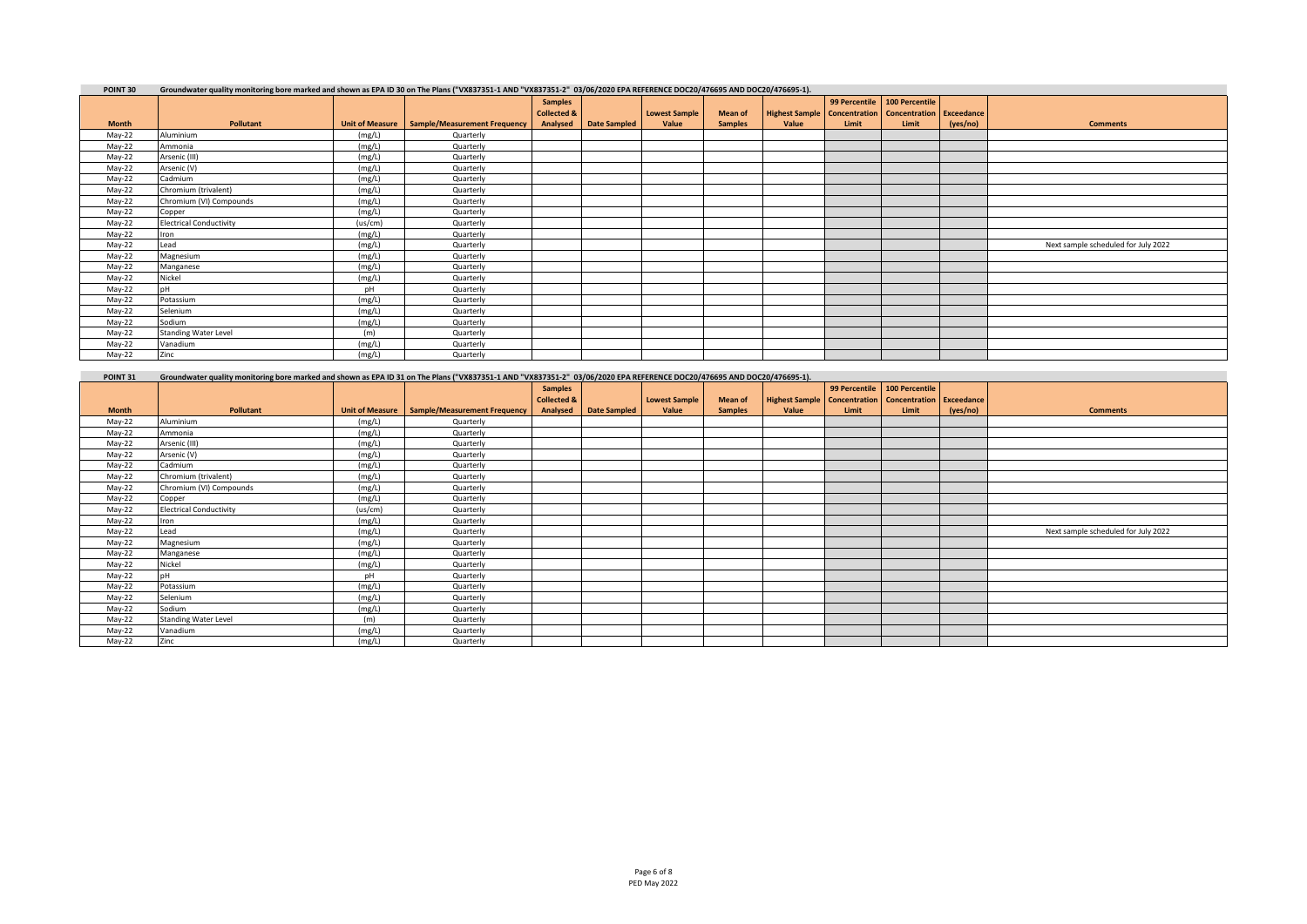**POINT 30** Groundwater quality monitoring bore marked and shown as EPA ID 30 on The Plans ("VX837351-1 AND "VX837351-2" 03/06/2020 EPA REFERENCE DOC20/476695 AND DOC20/476695-1).

| Month | Pollutant | Unit of Measure | Sample/Measurement Frequency | Samples Collected & Analysed | Date Sampled | Lowest Sample Value | Mean of Samples | Highest Sample Value | 99 Percentile Concentration Limit | 100 Percentile Concentration Limit | Exceedance (yes/no) | Comments |
|---|---|---|---|---|---|---|---|---|---|---|---|---|
| May-22 | Aluminium | (mg/L) | Quarterly | | | | | | | | | |
| May-22 | Ammonia | (mg/L) | Quarterly | | | | | | | | | |
| May-22 | Arsenic (III) | (mg/L) | Quarterly | | | | | | | | | |
| May-22 | Arsenic (V) | (mg/L) | Quarterly | | | | | | | | | |
| May-22 | Cadmium | (mg/L) | Quarterly | | | | | | | | | |
| May-22 | Chromium (trivalent) | (mg/L) | Quarterly | | | | | | | | | |
| May-22 | Chromium (VI) Compounds | (mg/L) | Quarterly | | | | | | | | | |
| May-22 | Copper | (mg/L) | Quarterly | | | | | | | | | |
| May-22 | Electrical Conductivity | (us/cm) | Quarterly | | | | | | | | | |
| May-22 | Iron | (mg/L) | Quarterly | | | | | | | | | |
| May-22 | Lead | (mg/L) | Quarterly | | | | | | | | | Next sample scheduled for July 2022 |
| May-22 | Magnesium | (mg/L) | Quarterly | | | | | | | | | |
| May-22 | Manganese | (mg/L) | Quarterly | | | | | | | | | |
| May-22 | Nickel | (mg/L) | Quarterly | | | | | | | | | |
| May-22 | pH | pH | Quarterly | | | | | | | | | |
| May-22 | Potassium | (mg/L) | Quarterly | | | | | | | | | |
| May-22 | Selenium | (mg/L) | Quarterly | | | | | | | | | |
| May-22 | Sodium | (mg/L) | Quarterly | | | | | | | | | |
| May-22 | Standing Water Level | (m) | Quarterly | | | | | | | | | |
| May-22 | Vanadium | (mg/L) | Quarterly | | | | | | | | | |
| May-22 | Zinc | (mg/L) | Quarterly | | | | | | | | | |

**POINT 31** Groundwater quality monitoring bore marked and shown as EPA ID 31 on The Plans ("VX837351-1 AND "VX837351-2" 03/06/2020 EPA REFERENCE DOC20/476695 AND DOC20/476695-1).

| Month | Pollutant | Unit of Measure | Sample/Measurement Frequency | Samples Collected & Analysed | Date Sampled | Lowest Sample Value | Mean of Samples | Highest Sample Value | 99 Percentile Concentration Limit | 100 Percentile Concentration Limit | Exceedance (yes/no) | Comments |
|---|---|---|---|---|---|---|---|---|---|---|---|---|
| May-22 | Aluminium | (mg/L) | Quarterly | | | | | | | | | |
| May-22 | Ammonia | (mg/L) | Quarterly | | | | | | | | | |
| May-22 | Arsenic (III) | (mg/L) | Quarterly | | | | | | | | | |
| May-22 | Arsenic (V) | (mg/L) | Quarterly | | | | | | | | | |
| May-22 | Cadmium | (mg/L) | Quarterly | | | | | | | | | |
| May-22 | Chromium (trivalent) | (mg/L) | Quarterly | | | | | | | | | |
| May-22 | Chromium (VI) Compounds | (mg/L) | Quarterly | | | | | | | | | |
| May-22 | Copper | (mg/L) | Quarterly | | | | | | | | | |
| May-22 | Electrical Conductivity | (us/cm) | Quarterly | | | | | | | | | |
| May-22 | Iron | (mg/L) | Quarterly | | | | | | | | | |
| May-22 | Lead | (mg/L) | Quarterly | | | | | | | | | Next sample scheduled for July 2022 |
| May-22 | Magnesium | (mg/L) | Quarterly | | | | | | | | | |
| May-22 | Manganese | (mg/L) | Quarterly | | | | | | | | | |
| May-22 | Nickel | (mg/L) | Quarterly | | | | | | | | | |
| May-22 | pH | pH | Quarterly | | | | | | | | | |
| May-22 | Potassium | (mg/L) | Quarterly | | | | | | | | | |
| May-22 | Selenium | (mg/L) | Quarterly | | | | | | | | | |
| May-22 | Sodium | (mg/L) | Quarterly | | | | | | | | | |
| May-22 | Standing Water Level | (m) | Quarterly | | | | | | | | | |
| May-22 | Vanadium | (mg/L) | Quarterly | | | | | | | | | |
| May-22 | Zinc | (mg/L) | Quarterly | | | | | | | | | |

PED May 2022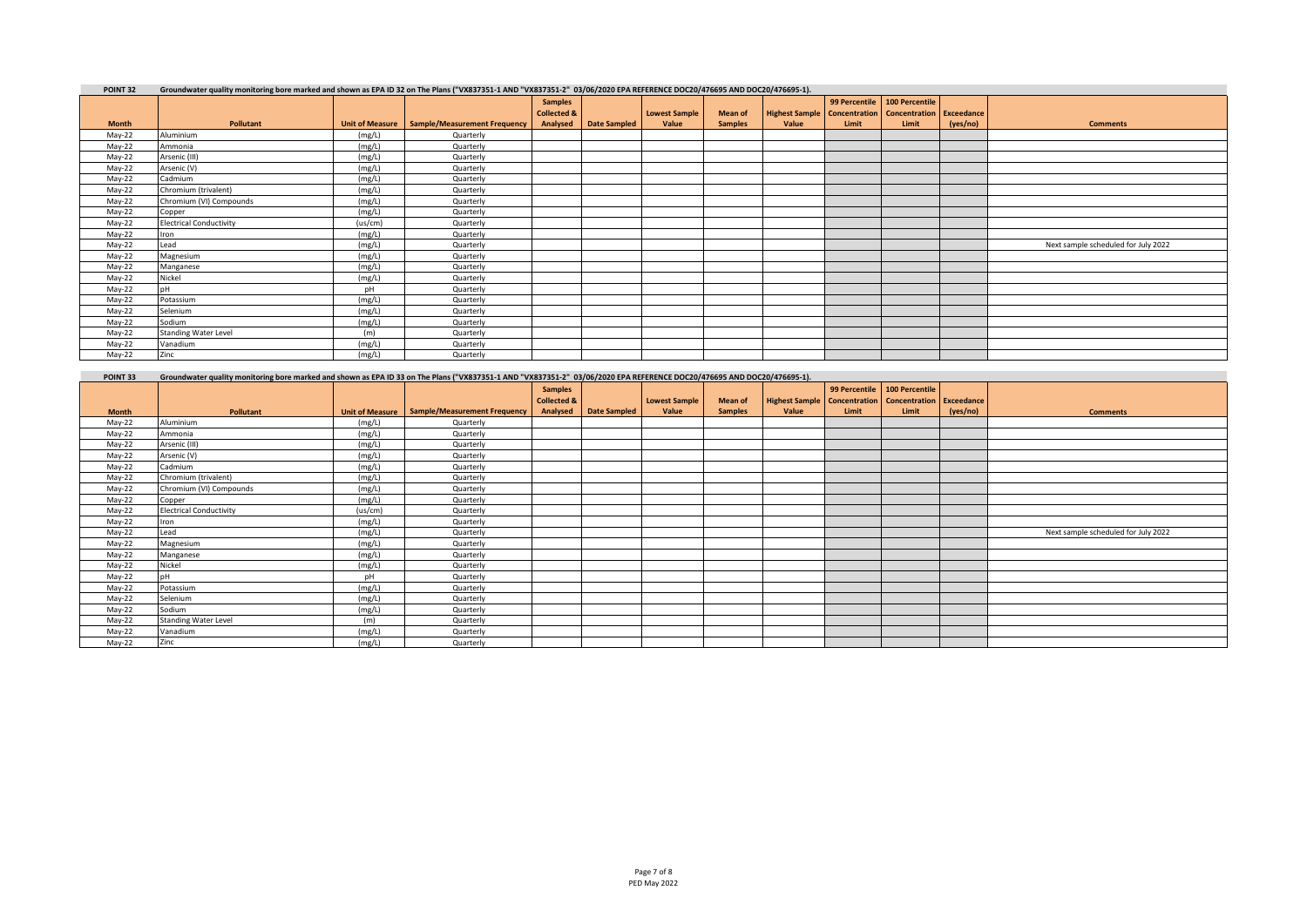**POINT 32** Groundwater quality monitoring bore marked and shown as EPA ID 32 on The Plans ("VX837351-1 AND "VX837351-2" 03/06/2020 EPA REFERENCE DOC20/476695 AND DOC20/476695-1).

| Month | Pollutant | Unit of Measure | Sample/Measurement Frequency | Samples Collected & Analysed | Date Sampled | Lowest Sample Value | Mean of Samples | Highest Sample Value | 99 Percentile Concentration Limit | 100 Percentile Concentration Limit | Exceedance (yes/no) | Comments |
|---|---|---|---|---|---|---|---|---|---|---|---|---|
| May-22 | Aluminium | (mg/L) | Quarterly | | | | | | | | | |
| May-22 | Ammonia | (mg/L) | Quarterly | | | | | | | | | |
| May-22 | Arsenic (III) | (mg/L) | Quarterly | | | | | | | | | |
| May-22 | Arsenic (V) | (mg/L) | Quarterly | | | | | | | | | |
| May-22 | Cadmium | (mg/L) | Quarterly | | | | | | | | | |
| May-22 | Chromium (trivalent) | (mg/L) | Quarterly | | | | | | | | | |
| May-22 | Chromium (VI) Compounds | (mg/L) | Quarterly | | | | | | | | | |
| May-22 | Copper | (mg/L) | Quarterly | | | | | | | | | |
| May-22 | Electrical Conductivity | (us/cm) | Quarterly | | | | | | | | | |
| May-22 | Iron | (mg/L) | Quarterly | | | | | | | | | |
| May-22 | Lead | (mg/L) | Quarterly | | | | | | | | | Next sample scheduled for July 2022 |
| May-22 | Magnesium | (mg/L) | Quarterly | | | | | | | | | |
| May-22 | Manganese | (mg/L) | Quarterly | | | | | | | | | |
| May-22 | Nickel | (mg/L) | Quarterly | | | | | | | | | |
| May-22 | pH | pH | Quarterly | | | | | | | | | |
| May-22 | Potassium | (mg/L) | Quarterly | | | | | | | | | |
| May-22 | Selenium | (mg/L) | Quarterly | | | | | | | | | |
| May-22 | Sodium | (mg/L) | Quarterly | | | | | | | | | |
| May-22 | Standing Water Level | (m) | Quarterly | | | | | | | | | |
| May-22 | Vanadium | (mg/L) | Quarterly | | | | | | | | | |
| May-22 | Zinc | (mg/L) | Quarterly | | | | | | | | | |

**POINT 33** Groundwater quality monitoring bore marked and shown as EPA ID 33 on The Plans ("VX837351-1 AND "VX837351-2" 03/06/2020 EPA REFERENCE DOC20/476695 AND DOC20/476695-1).

| Month | Pollutant | Unit of Measure | Sample/Measurement Frequency | Samples Collected & Analysed | Date Sampled | Lowest Sample Value | Mean of Samples | Highest Sample Value | 99 Percentile Concentration Limit | 100 Percentile Concentration Limit | Exceedance (yes/no) | Comments |
|---|---|---|---|---|---|---|---|---|---|---|---|---|
| May-22 | Aluminium | (mg/L) | Quarterly | | | | | | | | | |
| May-22 | Ammonia | (mg/L) | Quarterly | | | | | | | | | |
| May-22 | Arsenic (III) | (mg/L) | Quarterly | | | | | | | | | |
| May-22 | Arsenic (V) | (mg/L) | Quarterly | | | | | | | | | |
| May-22 | Cadmium | (mg/L) | Quarterly | | | | | | | | | |
| May-22 | Chromium (trivalent) | (mg/L) | Quarterly | | | | | | | | | |
| May-22 | Chromium (VI) Compounds | (mg/L) | Quarterly | | | | | | | | | |
| May-22 | Copper | (mg/L) | Quarterly | | | | | | | | | |
| May-22 | Electrical Conductivity | (us/cm) | Quarterly | | | | | | | | | |
| May-22 | Iron | (mg/L) | Quarterly | | | | | | | | | |
| May-22 | Lead | (mg/L) | Quarterly | | | | | | | | | Next sample scheduled for July 2022 |
| May-22 | Magnesium | (mg/L) | Quarterly | | | | | | | | | |
| May-22 | Manganese | (mg/L) | Quarterly | | | | | | | | | |
| May-22 | Nickel | (mg/L) | Quarterly | | | | | | | | | |
| May-22 | pH | pH | Quarterly | | | | | | | | | |
| May-22 | Potassium | (mg/L) | Quarterly | | | | | | | | | |
| May-22 | Selenium | (mg/L) | Quarterly | | | | | | | | | |
| May-22 | Sodium | (mg/L) | Quarterly | | | | | | | | | |
| May-22 | Standing Water Level | (m) | Quarterly | | | | | | | | | |
| May-22 | Vanadium | (mg/L) | Quarterly | | | | | | | | | |
| May-22 | Zinc | (mg/L) | Quarterly | | | | | | | | | |

PED May 2022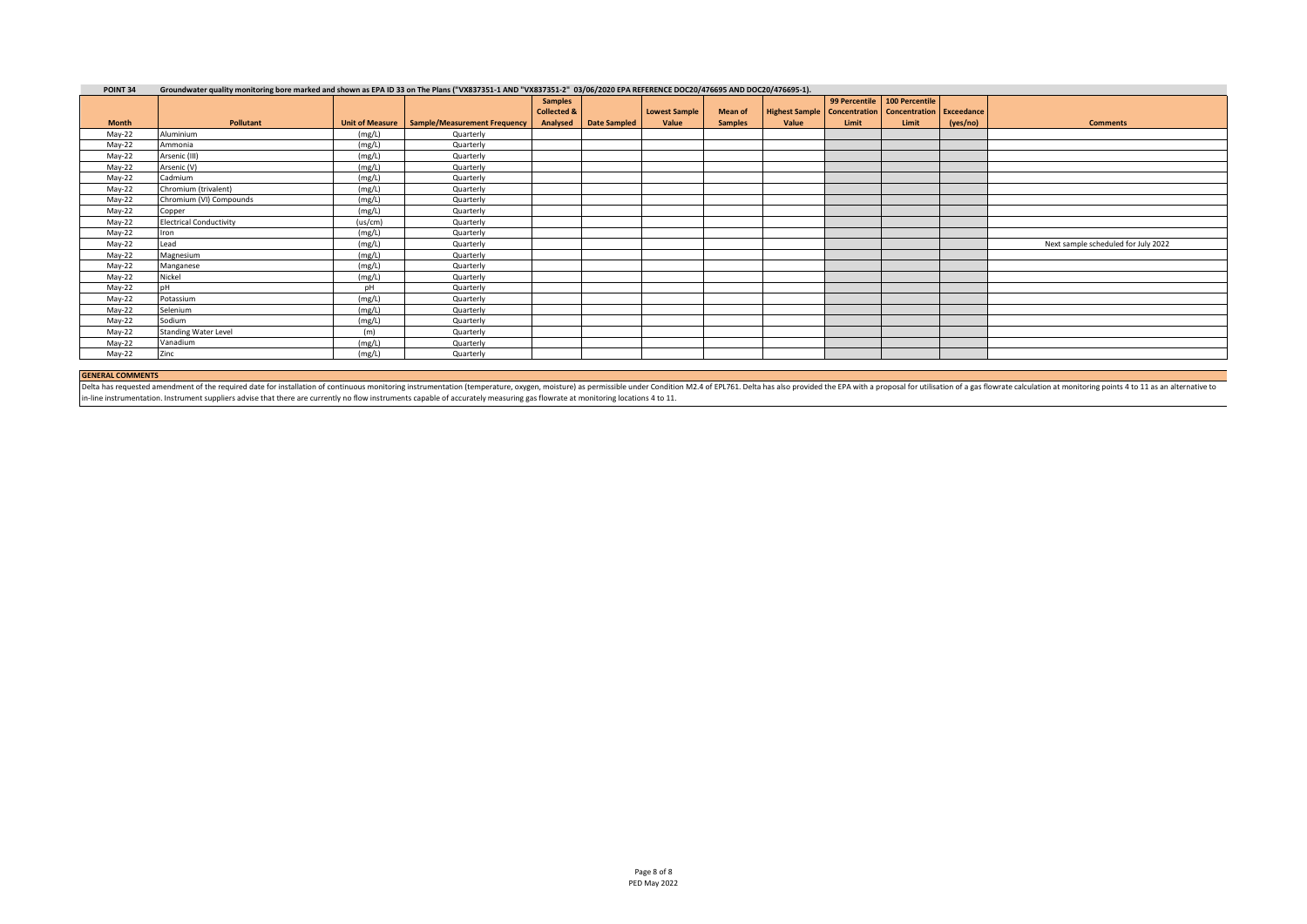**POINT 34** Groundwater quality monitoring bore marked and shown as EPA ID 33 on The Plans ("VX837351-1 AND "VX837351-2" 03/06/2020 EPA REFERENCE DOC20/476695 AND DOC20/476695-1).

| Month | Pollutant | Unit of Measure | Sample/Measurement Frequency | Samples Collected & Analysed | Date Sampled | Lowest Sample Value | Mean of Samples | Highest Sample Value | 99 Percentile Concentration Limit | 100 Percentile Concentration Limit | Exceedance (yes/no) | Comments |
|---|---|---|---|---|---|---|---|---|---|---|---|---|
| May-22 | Aluminium | (mg/L) | Quarterly | | | | | | | | | |
| May-22 | Ammonia | (mg/L) | Quarterly | | | | | | | | | |
| May-22 | Arsenic (III) | (mg/L) | Quarterly | | | | | | | | | |
| May-22 | Arsenic (V) | (mg/L) | Quarterly | | | | | | | | | |
| May-22 | Cadmium | (mg/L) | Quarterly | | | | | | | | | |
| May-22 | Chromium (trivalent) | (mg/L) | Quarterly | | | | | | | | | |
| May-22 | Chromium (VI) Compounds | (mg/L) | Quarterly | | | | | | | | | |
| May-22 | Copper | (mg/L) | Quarterly | | | | | | | | | |
| May-22 | Electrical Conductivity | (us/cm) | Quarterly | | | | | | | | | |
| May-22 | Iron | (mg/L) | Quarterly | | | | | | | | | |
| May-22 | Lead | (mg/L) | Quarterly | | | | | | | | | Next sample scheduled for July 2022 |
| May-22 | Magnesium | (mg/L) | Quarterly | | | | | | | | | |
| May-22 | Manganese | (mg/L) | Quarterly | | | | | | | | | |
| May-22 | Nickel | (mg/L) | Quarterly | | | | | | | | | |
| May-22 | pH | pH | Quarterly | | | | | | | | | |
| May-22 | Potassium | (mg/L) | Quarterly | | | | | | | | | |
| May-22 | Selenium | (mg/L) | Quarterly | | | | | | | | | |
| May-22 | Sodium | (mg/L) | Quarterly | | | | | | | | | |
| May-22 | Standing Water Level | (m) | Quarterly | | | | | | | | | |
| May-22 | Vanadium | (mg/L) | Quarterly | | | | | | | | | |
| May-22 | Zinc | (mg/L) | Quarterly | | | | | | | | | |

**GENERAL COMMENTS**

Delta has requested amendment of the required date for installation of continuous monitoring instrumentation (temperature, oxygen, moisture) as permissible under Condition M2.4 of EPL761. Delta has also provided the EPA with a proposal for utilisation of a gas flowrate calculation at monitoring points 4 to 11 as an alternative to in-line instrumentation. Instrument suppliers advise that there are currently no flow instruments capable of accurately measuring gas flowrate at monitoring locations 4 to 11.

PED May 2022